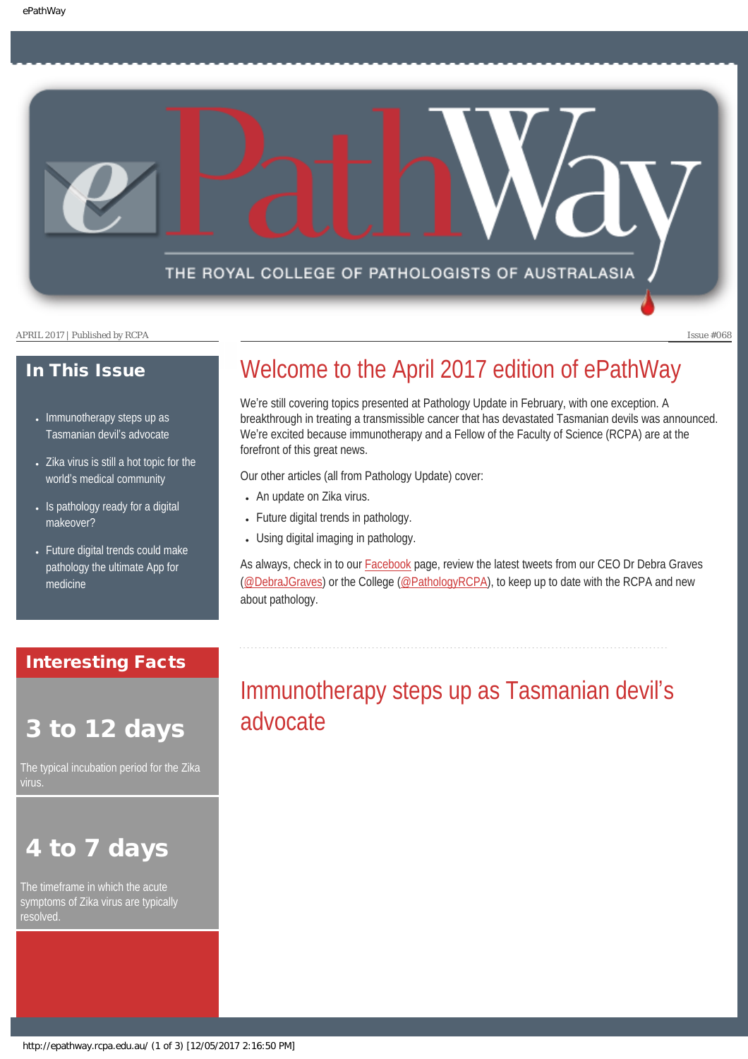# ePathWay

THE ROYAL COLLEGE OF PATHOLOGISTS OF AUSTRALASIA

APRIL 2017 | Published by RCPA

Issue #068

## In This Issue

- Immunotherapy steps up as Tasmanian devil's advocate
- Zika virus is still a hot topic for the world's medical community
- Is pathology ready for a digital makeover?
- Future digital trends could make pathology the ultimate App for medicine

## Interesting Facts

### 3 to 12 days

The typical incubation period for the Zika virus.

### 4 to 7 days

The timeframe in which the acute symptoms of Zika virus are typically resolved.

# Welcome to the April 2017 edition of ePathWay

We're still covering topics presented at Pathology Update in February, with one exception. A breakthrough in treating a transmissible cancer that has devastated Tasmanian devils was announced. We're excited because immunotherapy and a Fellow of the Faculty of Science (RCPA) are at the forefront of this great news.

Our other articles (all from Pathology Update) cover:

- An update on Zika virus.
- Future digital trends in pathology.
- Using digital imaging in pathology.

As always, check in to our Facebook page, review the latest tweets from our CEO Dr Debra Graves (@DebraJGraves) or the College (@PathologyRCPA), to keep up to date with the RCPA and new about pathology.

# Immunotherapy steps up as Tasmanian devil's advocate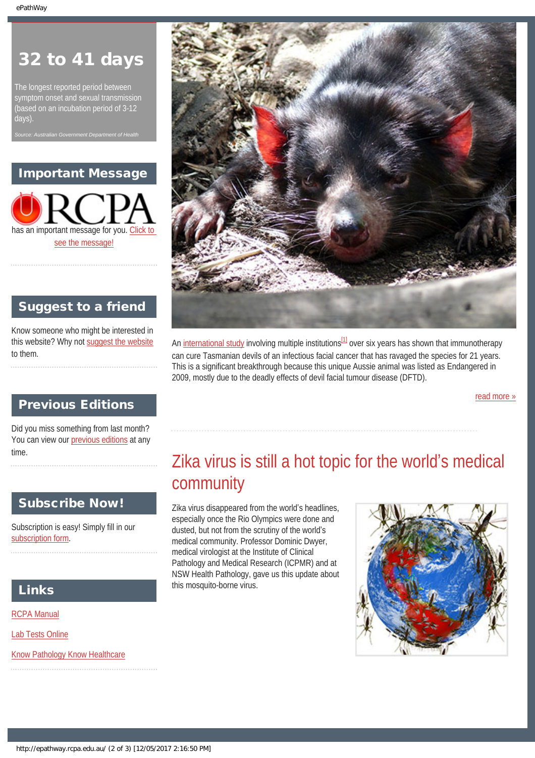# 32 to 41 days

The longest reported period between symptom onset and sexual transmission (based on an incubation period of 3-12 days).

*Source: Australian Government Department of Health*

## Important Message

RCPA has an important message for you. Click to see the message!

## Suggest to a friend

Know someone who might be interested in this website? Why not suggest the website to them.

## Previous Editions

Did you miss something from last month? You can view our previous editions at any time.

## Subscribe Now!

Subscription is easy! Simply fill in our subscription form.

## Links

RCPA Manual

Lab Tests Online

Know Pathology Know Healthcare

An international study involving multiple institutions[1] over six years has shown that immunotherapy can cure Tasmanian devils of an infectious facial cancer that has ravaged the species for 21 years. This is a significant breakthrough because this unique Aussie animal was listed as Endangered in 2009, mostly due to the deadly effects of devil facial tumour disease (DFTD).

read more »

## Zika virus is still a hot topic for the world's medical community

Zika virus disappeared from the world's headlines, especially once the Rio Olympics were done and dusted, but not from the scrutiny of the world's medical community. Professor Dominic Dwyer, medical virologist at the Institute of Clinical Pathology and Medical Research (ICPMR) and at NSW Health Pathology, gave us this update about this mosquito-borne virus.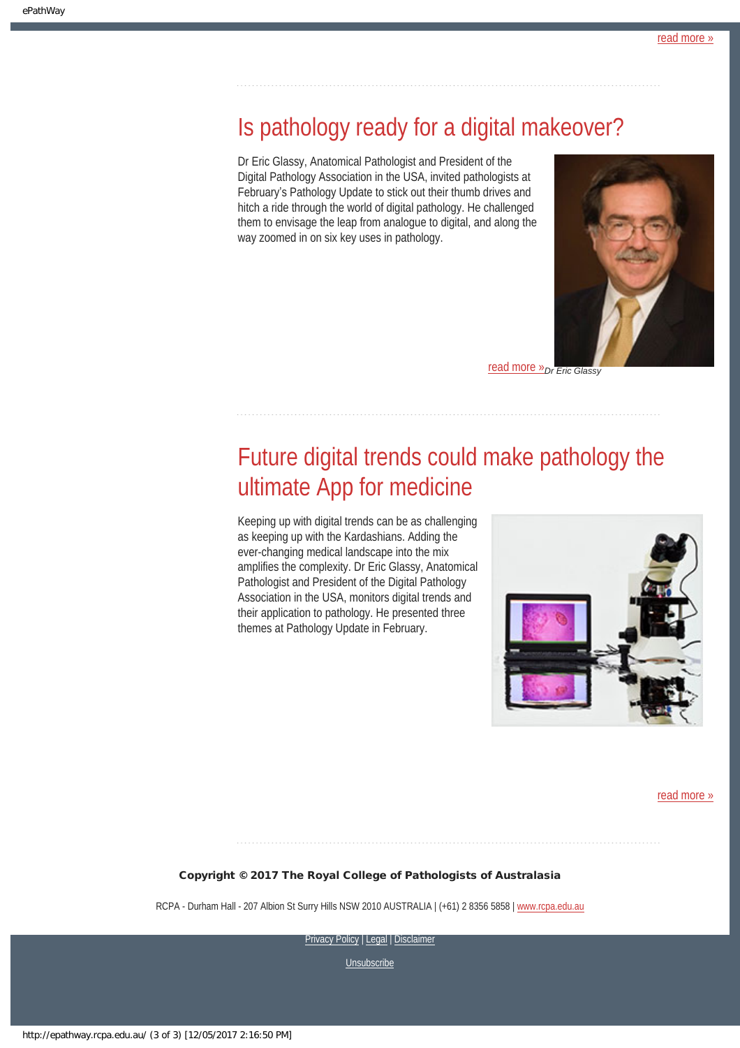read more »

## Is pathology ready for a digital makeover?

Dr Eric Glassy, Anatomical Pathologist and President of the Digital Pathology Association in the USA, invited pathologists at February's Pathology Update to stick out their thumb drives and hitch a ride through the world of digital pathology. He challenged them to envisage the leap from analogue to digital, and along the way zoomed in on six key uses in pathology.

*Dr Eric Glassy*

read more »

## Future digital trends could make pathology the ultimate App for medicine

Keeping up with digital trends can be as challenging as keeping up with the Kardashians. Adding the ever-changing medical landscape into the mix amplifies the complexity. Dr Eric Glassy, Anatomical Pathologist and President of the Digital Pathology Association in the USA, monitors digital trends and their application to pathology. He presented three themes at Pathology Update in February.

read more »

**Copyright © 2017 The Royal College of Pathologists of Australasia**

RCPA - Durham Hall - 207 Albion St Surry Hills NSW 2010 AUSTRALIA | (+61) 2 8356 5858 | www.rcpa.edu.au

Privacy Policy | Legal | Disclaimer

Unsubscribe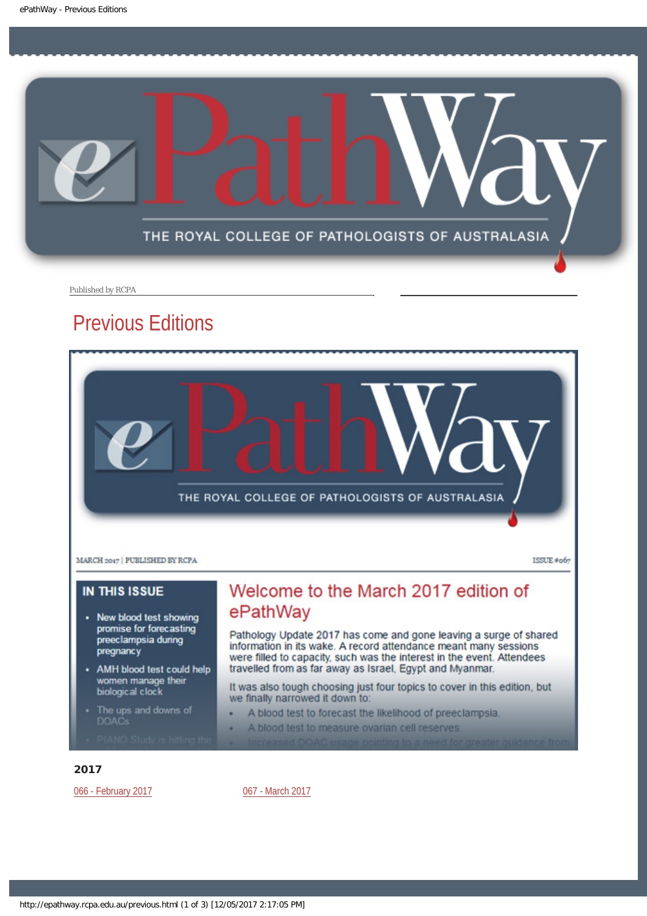Published by RCPA

# Previous Editions

MARCH 2017 | PUBLISHED BY RCPA

ISSUE #067

**IN THIS ISSUE**

- New blood test showing promise for forecasting preeclampsia during pregnancy
- AMH blood test could help women manage their biological clock
- The ups and downs of DOACs
- PIANO Study is hitting the

## Welcome to the March 2017 edition of ePathWay

Pathology Update 2017 has come and gone leaving a surge of shared information in its wake. A record attendance meant many sessions were filled to capacity, such was the interest in the event. Attendees travelled from as far away as Israel, Egypt and Myanmar.

It was also tough choosing just four topics to cover in this edition, but we finally narrowed it down to:

- A blood test to forecast the likelihood of preeclampsia.
- A blood test to measure ovarian cell reserves.
- Increased DOAC usage pointing to a need for greater guidance from

### 2017

066 - February 2017

067 - March 2017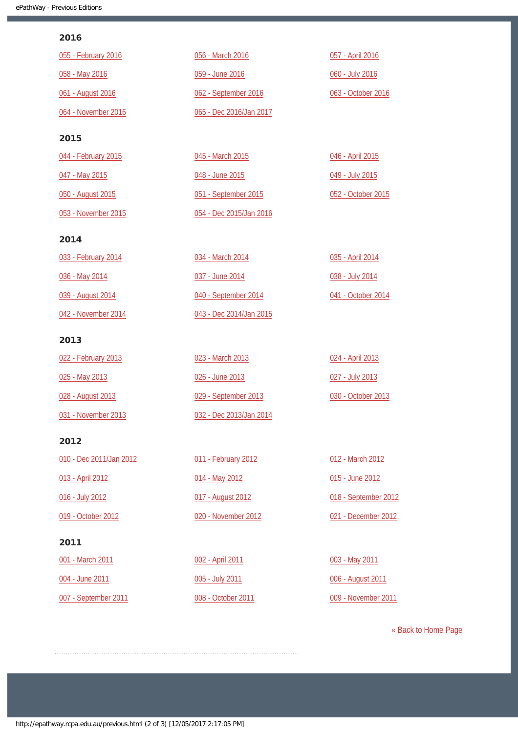## 2016

055 - February 2016

056 - March 2016

057 - April 2016

058 - May 2016

059 - June 2016

060 - July 2016

061 - August 2016

062 - September 2016

063 - October 2016

064 - November 2016

065 - Dec 2016/Jan 2017

## 2015

044 - February 2015

045 - March 2015

046 - April 2015

047 - May 2015

048 - June 2015

049 - July 2015

050 - August 2015

051 - September 2015

052 - October 2015

053 - November 2015

054 - Dec 2015/Jan 2016

## 2014

033 - February 2014

034 - March 2014

035 - April 2014

036 - May 2014

037 - June 2014

038 - July 2014

039 - August 2014

040 - September 2014

041 - October 2014

042 - November 2014

043 - Dec 2014/Jan 2015

## 2013

022 - February 2013

023 - March 2013

024 - April 2013

025 - May 2013

026 - June 2013

027 - July 2013

028 - August 2013

029 - September 2013

030 - October 2013

031 - November 2013

032 - Dec 2013/Jan 2014

## 2012

010 - Dec 2011/Jan 2012

011 - February 2012

012 - March 2012

013 - April 2012

014 - May 2012

015 - June 2012

016 - July 2012

017 - August 2012

018 - September 2012

019 - October 2012

020 - November 2012

021 - December 2012

## 2011

001 - March 2011

002 - April 2011

003 - May 2011

004 - June 2011

005 - July 2011

006 - August 2011

007 - September 2011

008 - October 2011

009 - November 2011

« Back to Home Page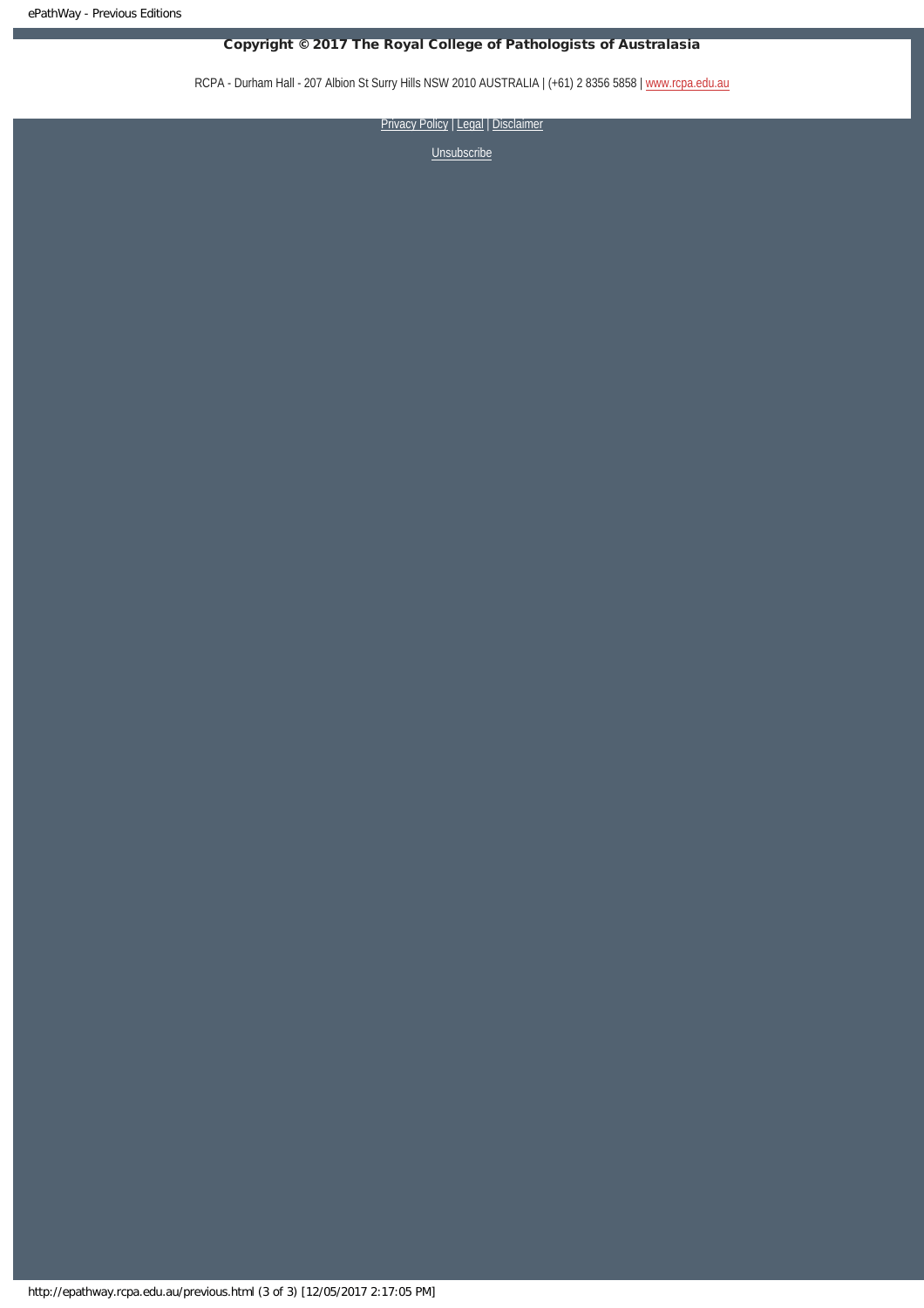**Copyright © 2017 The Royal College of Pathologists of Australasia**

RCPA - Durham Hall - 207 Albion St Surry Hills NSW 2010 AUSTRALIA | (+61) 2 8356 5858 | www.rcpa.edu.au

Privacy Policy | Legal | Disclaimer

Unsubscribe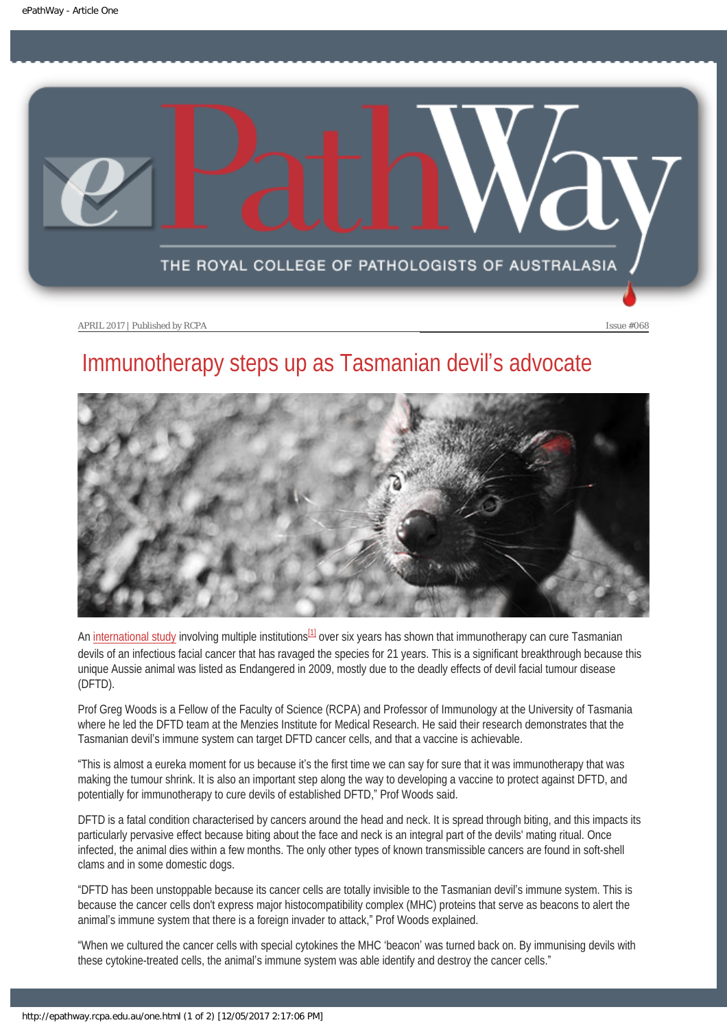APRIL 2017 | Published by RCPA

Issue #068

# Immunotherapy steps up as Tasmanian devil's advocate

An international study involving multiple institutions[1] over six years has shown that immunotherapy can cure Tasmanian devils of an infectious facial cancer that has ravaged the species for 21 years. This is a significant breakthrough because this unique Aussie animal was listed as Endangered in 2009, mostly due to the deadly effects of devil facial tumour disease (DFTD).

Prof Greg Woods is a Fellow of the Faculty of Science (RCPA) and Professor of Immunology at the University of Tasmania where he led the DFTD team at the Menzies Institute for Medical Research. He said their research demonstrates that the Tasmanian devil's immune system can target DFTD cancer cells, and that a vaccine is achievable.

"This is almost a eureka moment for us because it's the first time we can say for sure that it was immunotherapy that was making the tumour shrink. It is also an important step along the way to developing a vaccine to protect against DFTD, and potentially for immunotherapy to cure devils of established DFTD," Prof Woods said.

DFTD is a fatal condition characterised by cancers around the head and neck. It is spread through biting, and this impacts its particularly pervasive effect because biting about the face and neck is an integral part of the devils' mating ritual. Once infected, the animal dies within a few months. The only other types of known transmissible cancers are found in soft-shell clams and in some domestic dogs.

"DFTD has been unstoppable because its cancer cells are totally invisible to the Tasmanian devil's immune system. This is because the cancer cells don't express major histocompatibility complex (MHC) proteins that serve as beacons to alert the animal's immune system that there is a foreign invader to attack," Prof Woods explained.

"When we cultured the cancer cells with special cytokines the MHC 'beacon' was turned back on. By immunising devils with these cytokine-treated cells, the animal's immune system was able identify and destroy the cancer cells."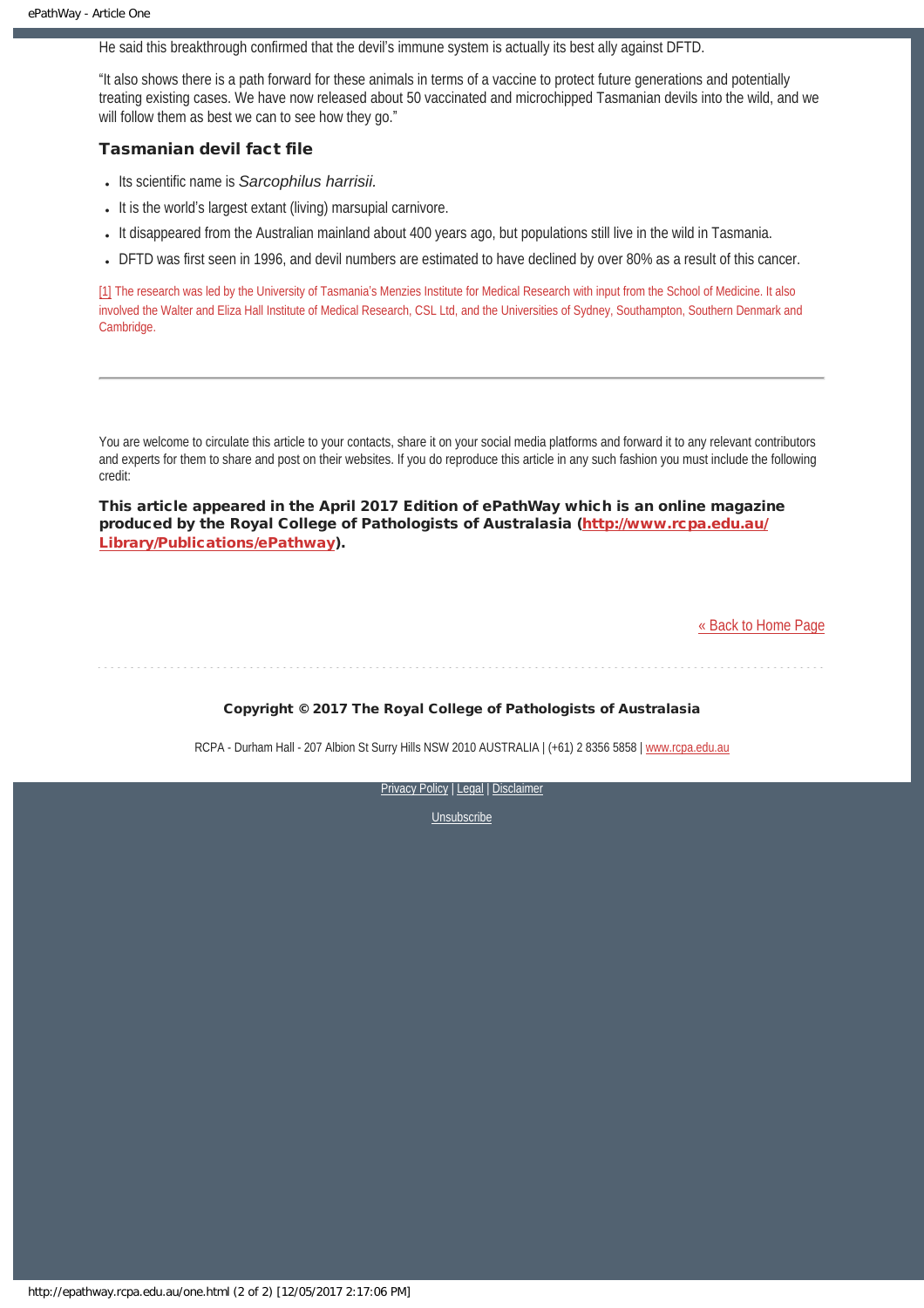He said this breakthrough confirmed that the devil's immune system is actually its best ally against DFTD.

"It also shows there is a path forward for these animals in terms of a vaccine to protect future generations and potentially treating existing cases. We have now released about 50 vaccinated and microchipped Tasmanian devils into the wild, and we will follow them as best we can to see how they go."

### Tasmanian devil fact file

- Its scientific name is *Sarcophilus harrisii.*
- It is the world's largest extant (living) marsupial carnivore.
- It disappeared from the Australian mainland about 400 years ago, but populations still live in the wild in Tasmania.
- DFTD was first seen in 1996, and devil numbers are estimated to have declined by over 80% as a result of this cancer.

[1] The research was led by the University of Tasmania's Menzies Institute for Medical Research with input from the School of Medicine. It also involved the Walter and Eliza Hall Institute of Medical Research, CSL Ltd, and the Universities of Sydney, Southampton, Southern Denmark and Cambridge.

---

You are welcome to circulate this article to your contacts, share it on your social media platforms and forward it to any relevant contributors and experts for them to share and post on their websites. If you do reproduce this article in any such fashion you must include the following credit:

**This article appeared in the April 2017 Edition of ePathWay which is an online magazine produced by the Royal College of Pathologists of Australasia ([http://www.rcpa.edu.au/Library/Publications/ePathway](http://www.rcpa.edu.au/Library/Publications/ePathway)).**

[« Back to Home Page]

**Copyright © 2017 The Royal College of Pathologists of Australasia**

RCPA - Durham Hall - 207 Albion St Surry Hills NSW 2010 AUSTRALIA | (+61) 2 8356 5858 | www.rcpa.edu.au

Privacy Policy | Legal | Disclaimer

Unsubscribe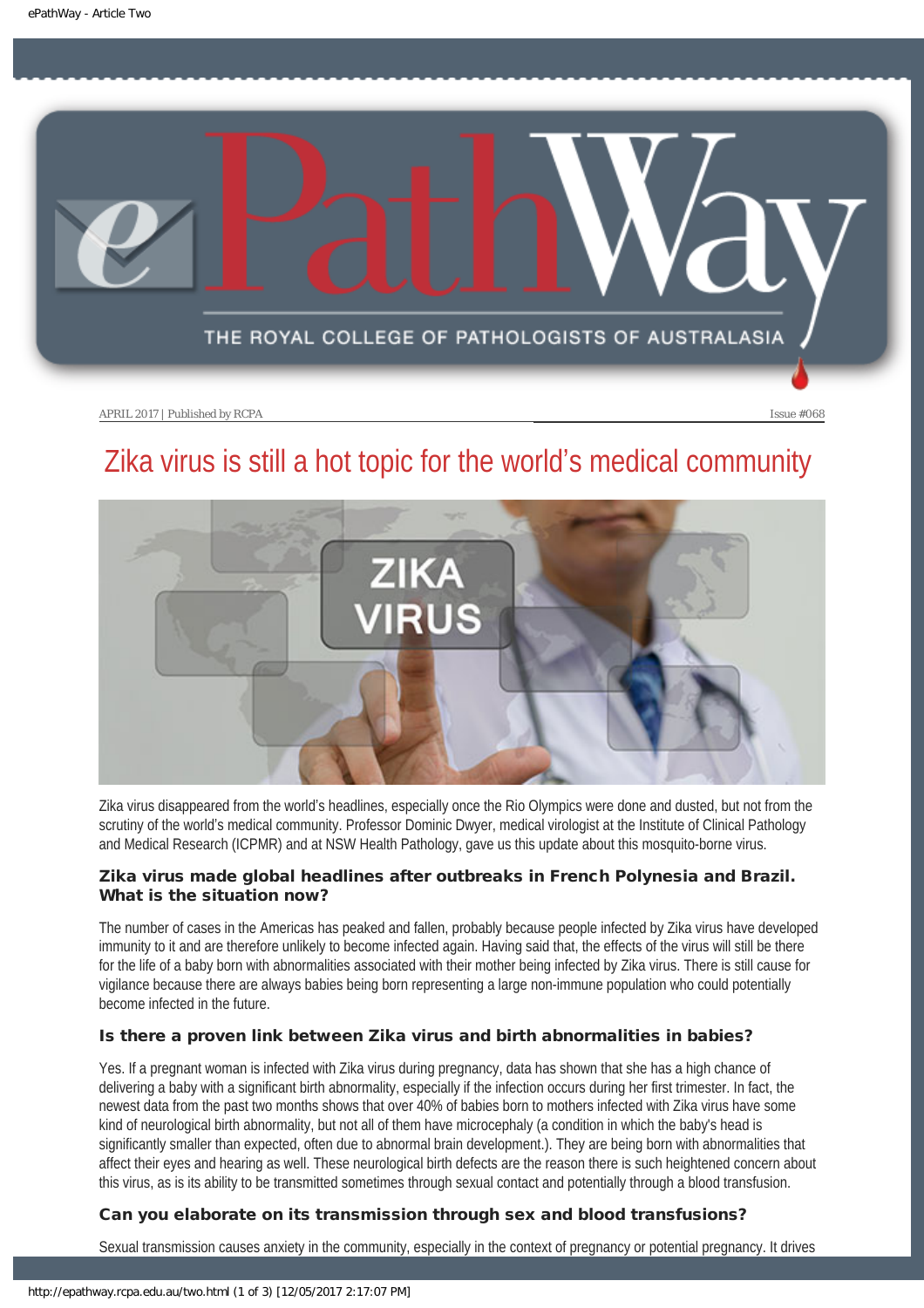APRIL 2017 | Published by RCPA

Issue #068

# Zika virus is still a hot topic for the world's medical community

Zika virus disappeared from the world's headlines, especially once the Rio Olympics were done and dusted, but not from the scrutiny of the world's medical community. Professor Dominic Dwyer, medical virologist at the Institute of Clinical Pathology and Medical Research (ICPMR) and at NSW Health Pathology, gave us this update about this mosquito-borne virus.

### Zika virus made global headlines after outbreaks in French Polynesia and Brazil. What is the situation now?

The number of cases in the Americas has peaked and fallen, probably because people infected by Zika virus have developed immunity to it and are therefore unlikely to become infected again. Having said that, the effects of the virus will still be there for the life of a baby born with abnormalities associated with their mother being infected by Zika virus. There is still cause for vigilance because there are always babies being born representing a large non-immune population who could potentially become infected in the future.

### Is there a proven link between Zika virus and birth abnormalities in babies?

Yes. If a pregnant woman is infected with Zika virus during pregnancy, data has shown that she has a high chance of delivering a baby with a significant birth abnormality, especially if the infection occurs during her first trimester. In fact, the newest data from the past two months shows that over 40% of babies born to mothers infected with Zika virus have some kind of neurological birth abnormality, but not all of them have microcephaly (a condition in which the baby's head is significantly smaller than expected, often due to abnormal brain development.). They are being born with abnormalities that affect their eyes and hearing as well. These neurological birth defects are the reason there is such heightened concern about this virus, as is its ability to be transmitted sometimes through sexual contact and potentially through a blood transfusion.

### Can you elaborate on its transmission through sex and blood transfusions?

Sexual transmission causes anxiety in the community, especially in the context of pregnancy or potential pregnancy. It drives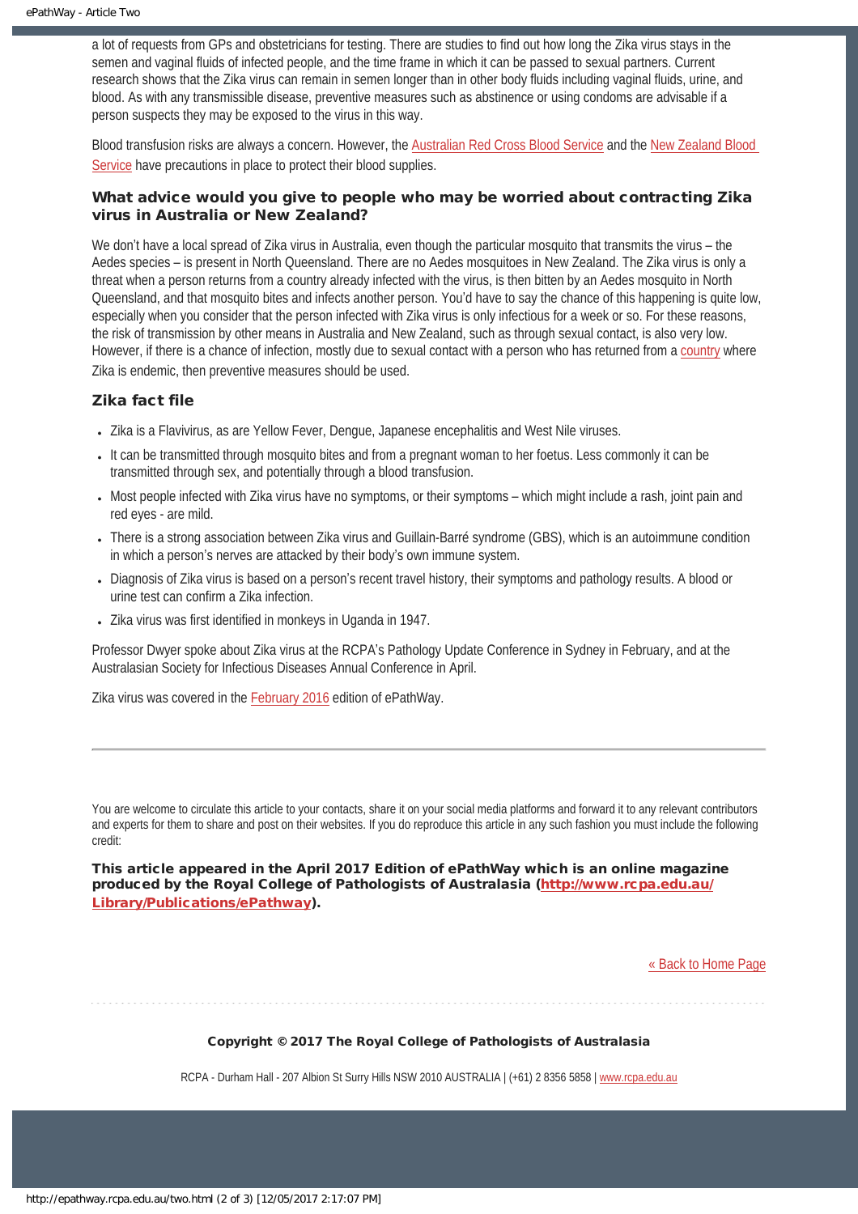a lot of requests from GPs and obstetricians for testing. There are studies to find out how long the Zika virus stays in the semen and vaginal fluids of infected people, and the time frame in which it can be passed to sexual partners. Current research shows that the Zika virus can remain in semen longer than in other body fluids including vaginal fluids, urine, and blood. As with any transmissible disease, preventive measures such as abstinence or using condoms are advisable if a person suspects they may be exposed to the virus in this way.

Blood transfusion risks are always a concern. However, the Australian Red Cross Blood Service and the New Zealand Blood Service have precautions in place to protect their blood supplies.

### What advice would you give to people who may be worried about contracting Zika virus in Australia or New Zealand?

We don't have a local spread of Zika virus in Australia, even though the particular mosquito that transmits the virus – the Aedes species – is present in North Queensland. There are no Aedes mosquitoes in New Zealand. The Zika virus is only a threat when a person returns from a country already infected with the virus, is then bitten by an Aedes mosquito in North Queensland, and that mosquito bites and infects another person. You'd have to say the chance of this happening is quite low, especially when you consider that the person infected with Zika virus is only infectious for a week or so. For these reasons, the risk of transmission by other means in Australia and New Zealand, such as through sexual contact, is also very low. However, if there is a chance of infection, mostly due to sexual contact with a person who has returned from a country where Zika is endemic, then preventive measures should be used.

### Zika fact file

- Zika is a Flavivirus, as are Yellow Fever, Dengue, Japanese encephalitis and West Nile viruses.
- It can be transmitted through mosquito bites and from a pregnant woman to her foetus. Less commonly it can be transmitted through sex, and potentially through a blood transfusion.
- Most people infected with Zika virus have no symptoms, or their symptoms – which might include a rash, joint pain and red eyes - are mild.
- There is a strong association between Zika virus and Guillain-Barré syndrome (GBS), which is an autoimmune condition in which a person's nerves are attacked by their body's own immune system.
- Diagnosis of Zika virus is based on a person's recent travel history, their symptoms and pathology results. A blood or urine test can confirm a Zika infection.
- Zika virus was first identified in monkeys in Uganda in 1947.

Professor Dwyer spoke about Zika virus at the RCPA's Pathology Update Conference in Sydney in February, and at the Australasian Society for Infectious Diseases Annual Conference in April.

Zika virus was covered in the February 2016 edition of ePathWay.

---

You are welcome to circulate this article to your contacts, share it on your social media platforms and forward it to any relevant contributors and experts for them to share and post on their websites. If you do reproduce this article in any such fashion you must include the following credit:

**This article appeared in the April 2017 Edition of ePathWay which is an online magazine produced by the Royal College of Pathologists of Australasia (http://www.rcpa.edu.au/Library/Publications/ePathway).**

« Back to Home Page

**Copyright © 2017 The Royal College of Pathologists of Australasia**

RCPA - Durham Hall - 207 Albion St Surry Hills NSW 2010 AUSTRALIA | (+61) 2 8356 5858 | www.rcpa.edu.au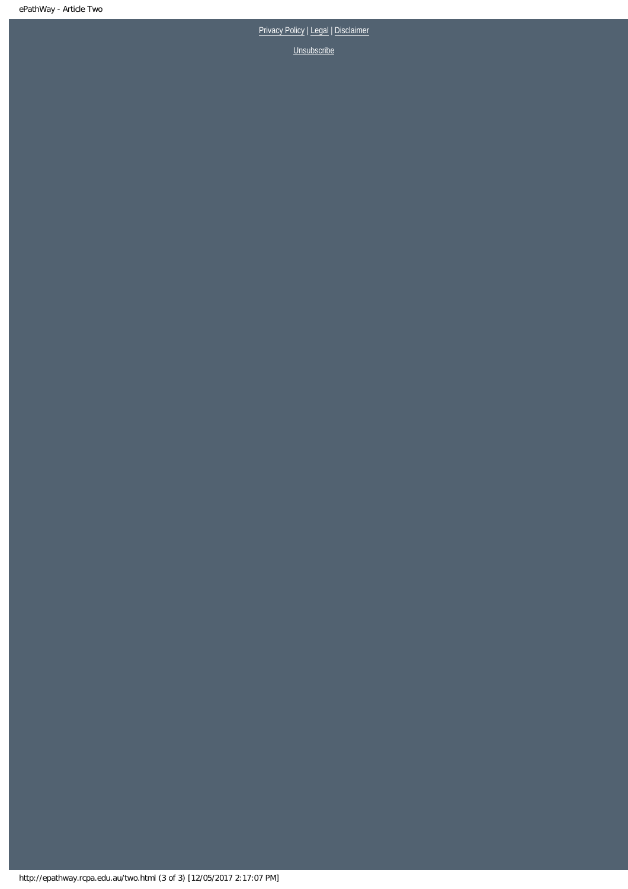Privacy Policy | Legal | Disclaimer

Unsubscribe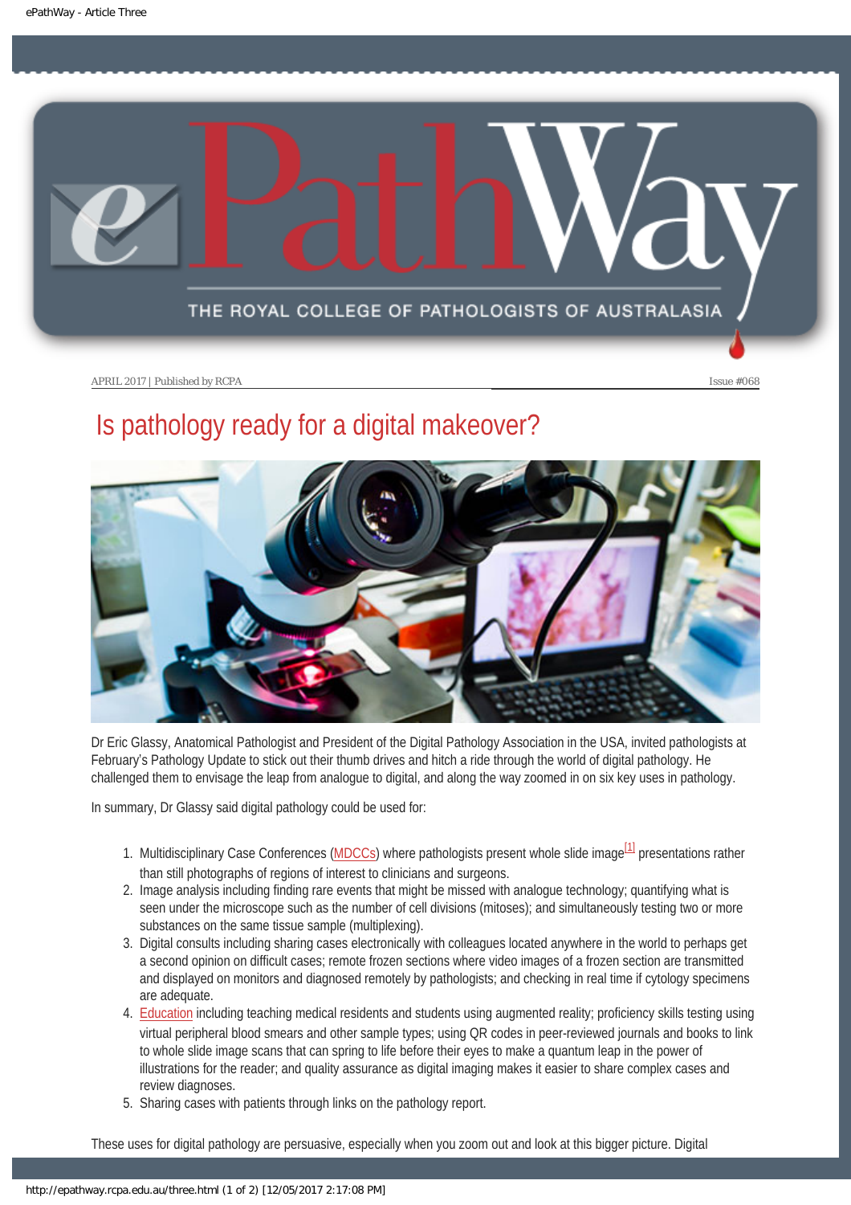APRIL 2017 | Published by RCPA Issue #068

# Is pathology ready for a digital makeover?

Dr Eric Glassy, Anatomical Pathologist and President of the Digital Pathology Association in the USA, invited pathologists at February's Pathology Update to stick out their thumb drives and hitch a ride through the world of digital pathology. He challenged them to envisage the leap from analogue to digital, and along the way zoomed in on six key uses in pathology.

In summary, Dr Glassy said digital pathology could be used for:

1. Multidisciplinary Case Conferences (MDCCs) where pathologists present whole slide image[1] presentations rather than still photographs of regions of interest to clinicians and surgeons.
2. Image analysis including finding rare events that might be missed with analogue technology; quantifying what is seen under the microscope such as the number of cell divisions (mitoses); and simultaneously testing two or more substances on the same tissue sample (multiplexing).
3. Digital consults including sharing cases electronically with colleagues located anywhere in the world to perhaps get a second opinion on difficult cases; remote frozen sections where video images of a frozen section are transmitted and displayed on monitors and diagnosed remotely by pathologists; and checking in real time if cytology specimens are adequate.
4. Education including teaching medical residents and students using augmented reality; proficiency skills testing using virtual peripheral blood smears and other sample types; using QR codes in peer-reviewed journals and books to link to whole slide image scans that can spring to life before their eyes to make a quantum leap in the power of illustrations for the reader; and quality assurance as digital imaging makes it easier to share complex cases and review diagnoses.
5. Sharing cases with patients through links on the pathology report.

These uses for digital pathology are persuasive, especially when you zoom out and look at this bigger picture. Digital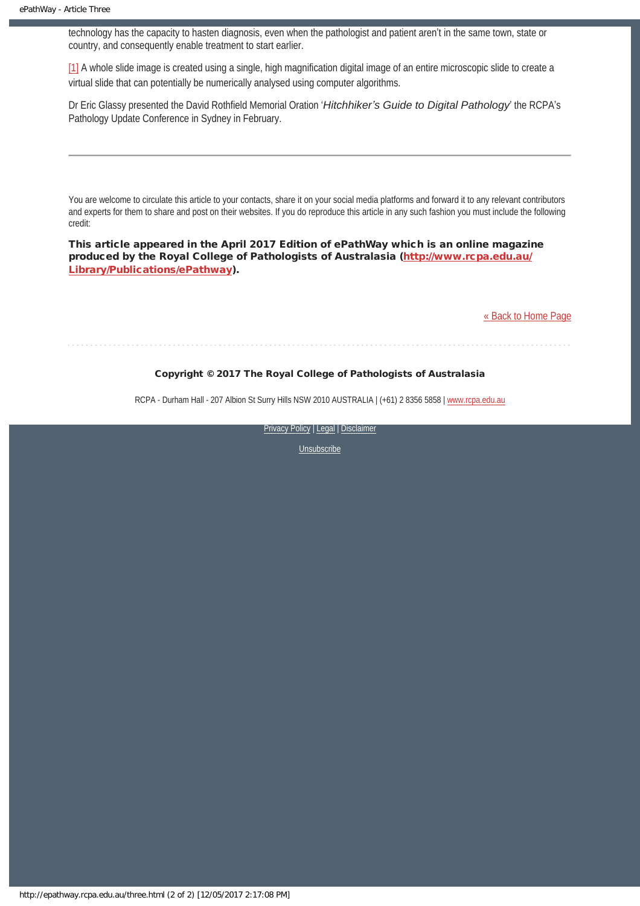technology has the capacity to hasten diagnosis, even when the pathologist and patient aren't in the same town, state or country, and consequently enable treatment to start earlier.

[1] A whole slide image is created using a single, high magnification digital image of an entire microscopic slide to create a virtual slide that can potentially be numerically analysed using computer algorithms.

Dr Eric Glassy presented the David Rothfield Memorial Oration '*Hitchhiker's Guide to Digital Pathology*' the RCPA's Pathology Update Conference in Sydney in February.

---

You are welcome to circulate this article to your contacts, share it on your social media platforms and forward it to any relevant contributors and experts for them to share and post on their websites. If you do reproduce this article in any such fashion you must include the following credit:

**This article appeared in the April 2017 Edition of ePathWay which is an online magazine produced by the Royal College of Pathologists of Australasia (http://www.rcpa.edu.au/Library/Publications/ePathway).**

« Back to Home Page

**Copyright © 2017 The Royal College of Pathologists of Australasia**

RCPA - Durham Hall - 207 Albion St Surry Hills NSW 2010 AUSTRALIA | (+61) 2 8356 5858 | www.rcpa.edu.au

Privacy Policy | Legal | Disclaimer

Unsubscribe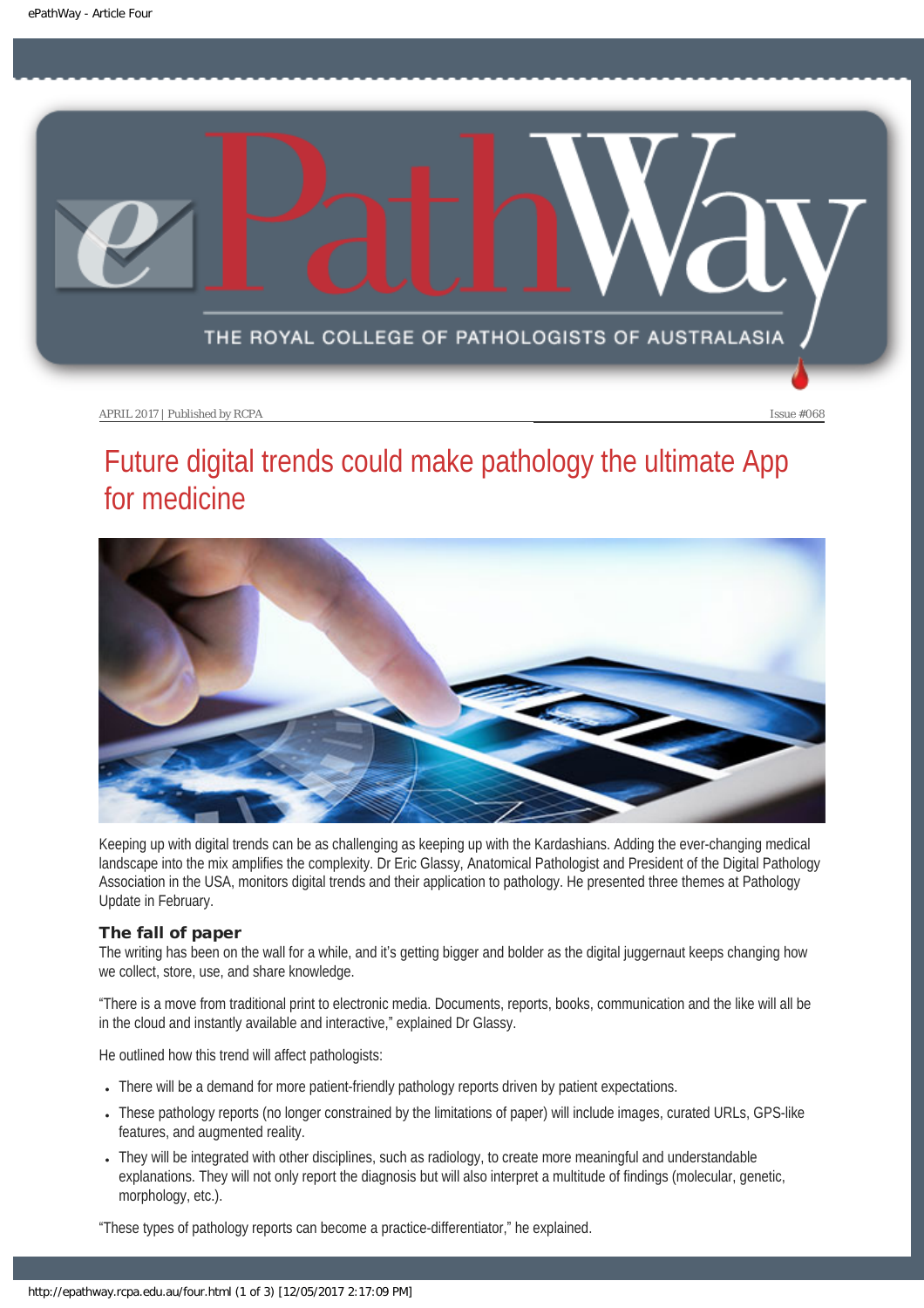APRIL 2017 | Published by RCPA

Issue #068

# Future digital trends could make pathology the ultimate App for medicine

Keeping up with digital trends can be as challenging as keeping up with the Kardashians. Adding the ever-changing medical landscape into the mix amplifies the complexity. Dr Eric Glassy, Anatomical Pathologist and President of the Digital Pathology Association in the USA, monitors digital trends and their application to pathology. He presented three themes at Pathology Update in February.

### The fall of paper

The writing has been on the wall for a while, and it's getting bigger and bolder as the digital juggernaut keeps changing how we collect, store, use, and share knowledge.

"There is a move from traditional print to electronic media. Documents, reports, books, communication and the like will all be in the cloud and instantly available and interactive," explained Dr Glassy.

He outlined how this trend will affect pathologists:

- There will be a demand for more patient-friendly pathology reports driven by patient expectations.
- These pathology reports (no longer constrained by the limitations of paper) will include images, curated URLs, GPS-like features, and augmented reality.
- They will be integrated with other disciplines, such as radiology, to create more meaningful and understandable explanations. They will not only report the diagnosis but will also interpret a multitude of findings (molecular, genetic, morphology, etc.).

"These types of pathology reports can become a practice-differentiator," he explained.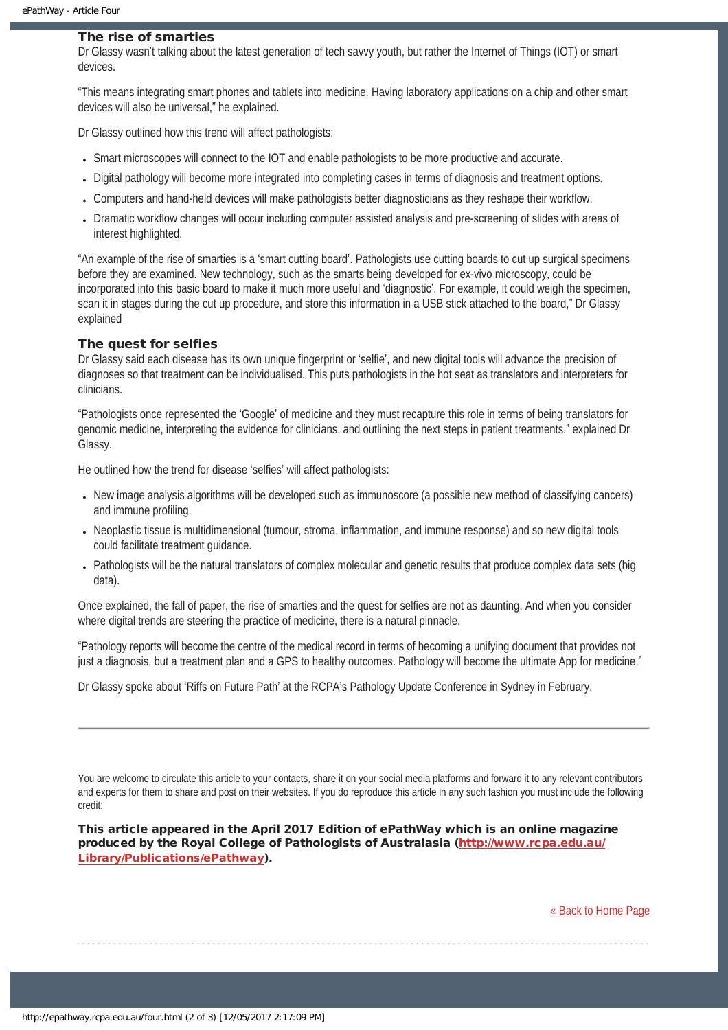### The rise of smarties

Dr Glassy wasn't talking about the latest generation of tech savvy youth, but rather the Internet of Things (IOT) or smart devices.

"This means integrating smart phones and tablets into medicine. Having laboratory applications on a chip and other smart devices will also be universal," he explained.

Dr Glassy outlined how this trend will affect pathologists:

- Smart microscopes will connect to the IOT and enable pathologists to be more productive and accurate.
- Digital pathology will become more integrated into completing cases in terms of diagnosis and treatment options.
- Computers and hand-held devices will make pathologists better diagnosticians as they reshape their workflow.
- Dramatic workflow changes will occur including computer assisted analysis and pre-screening of slides with areas of interest highlighted.

"An example of the rise of smarties is a 'smart cutting board'. Pathologists use cutting boards to cut up surgical specimens before they are examined. New technology, such as the smarts being developed for ex-vivo microscopy, could be incorporated into this basic board to make it much more useful and 'diagnostic'. For example, it could weigh the specimen, scan it in stages during the cut up procedure, and store this information in a USB stick attached to the board," Dr Glassy explained

### The quest for selfies

Dr Glassy said each disease has its own unique fingerprint or 'selfie', and new digital tools will advance the precision of diagnoses so that treatment can be individualised. This puts pathologists in the hot seat as translators and interpreters for clinicians.

"Pathologists once represented the 'Google' of medicine and they must recapture this role in terms of being translators for genomic medicine, interpreting the evidence for clinicians, and outlining the next steps in patient treatments," explained Dr Glassy.

He outlined how the trend for disease 'selfies' will affect pathologists:

- New image analysis algorithms will be developed such as immunoscore (a possible new method of classifying cancers) and immune profiling.
- Neoplastic tissue is multidimensional (tumour, stroma, inflammation, and immune response) and so new digital tools could facilitate treatment guidance.
- Pathologists will be the natural translators of complex molecular and genetic results that produce complex data sets (big data).

Once explained, the fall of paper, the rise of smarties and the quest for selfies are not as daunting. And when you consider where digital trends are steering the practice of medicine, there is a natural pinnacle.

"Pathology reports will become the centre of the medical record in terms of becoming a unifying document that provides not just a diagnosis, but a treatment plan and a GPS to healthy outcomes. Pathology will become the ultimate App for medicine."

Dr Glassy spoke about 'Riffs on Future Path' at the RCPA's Pathology Update Conference in Sydney in February.

---

You are welcome to circulate this article to your contacts, share it on your social media platforms and forward it to any relevant contributors and experts for them to share and post on their websites. If you do reproduce this article in any such fashion you must include the following credit:

**This article appeared in the April 2017 Edition of ePathWay which is an online magazine produced by the Royal College of Pathologists of Australasia ([http://www.rcpa.edu.au/Library/Publications/ePathway](http://www.rcpa.edu.au/Library/Publications/ePathway)).**

« Back to Home Page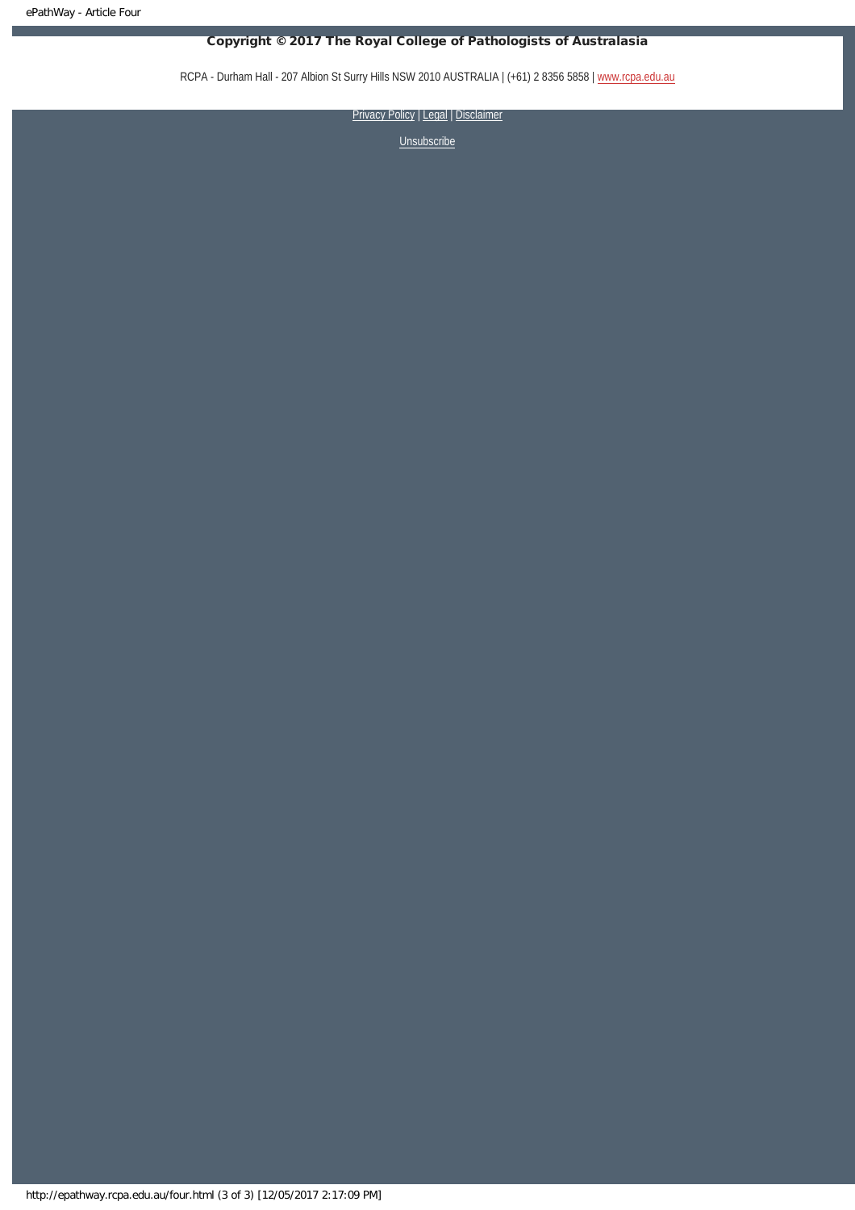**Copyright © 2017 The Royal College of Pathologists of Australasia**

RCPA - Durham Hall - 207 Albion St Surry Hills NSW 2010 AUSTRALIA | (+61) 2 8356 5858 | www.rcpa.edu.au

Privacy Policy | Legal | Disclaimer

Unsubscribe